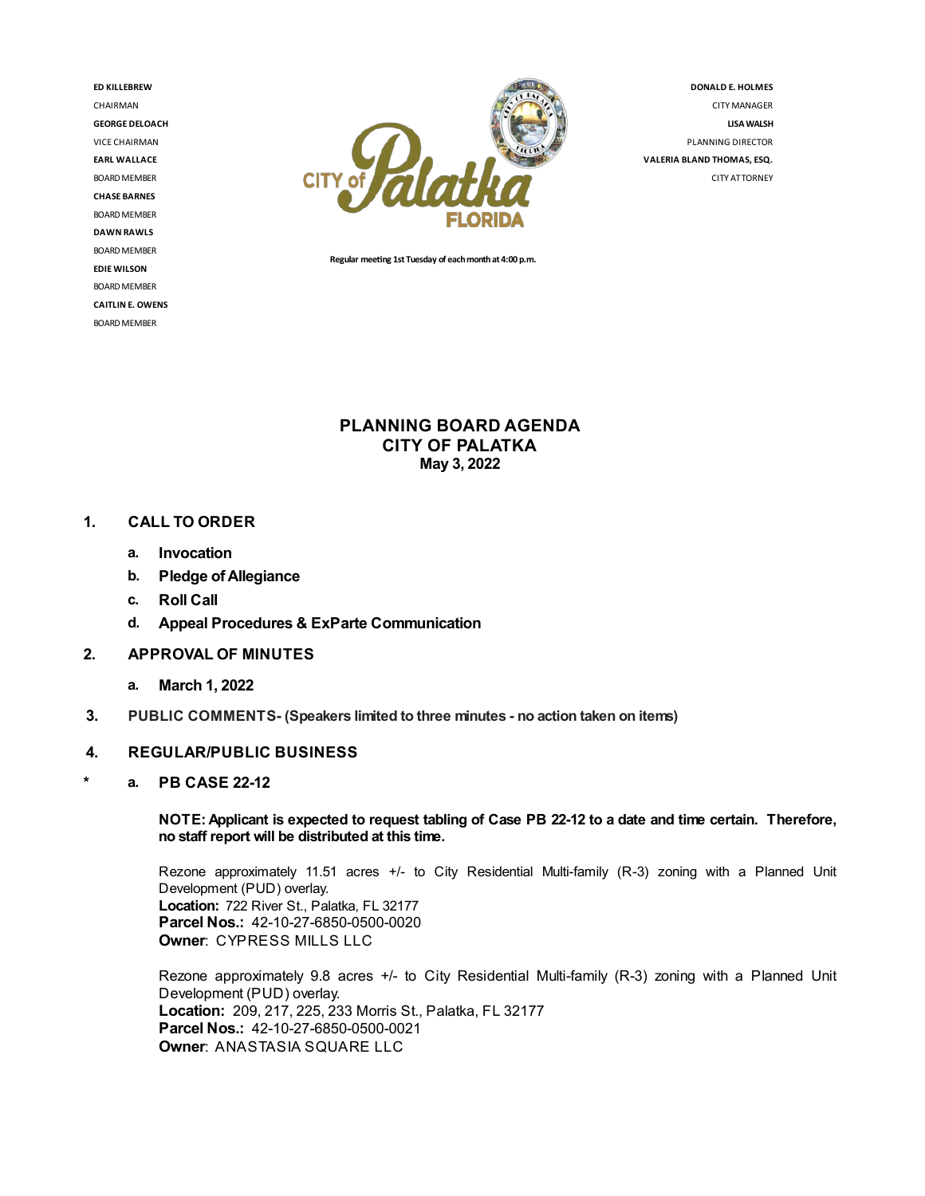ED KILLEBREW
CHAIRMAN
GEORGE DELOACH
VICE CHAIRMAN
EARL WALLACE
BOARD MEMBER
CHASE BARNES
BOARD MEMBER
DAWN RAWLS
BOARD MEMBER
EDIE WILSON
BOARD MEMBER
CAITLIN E. OWENS
BOARD MEMBER

CITY of Palatka FLORIDA

Regular meeting 1st Tuesday of each month at 4:00 p.m.

DONALD E. HOLMES
CITY MANAGER
LISA WALSH
PLANNING DIRECTOR
VALERIA BLAND THOMAS, ESQ.
CITY ATTORNEY

# PLANNING BOARD AGENDA
## CITY OF PALATKA
### May 3, 2022

**1. CALL TO ORDER**

- **a. Invocation**
- **b. Pledge of Allegiance**
- **c. Roll Call**
- **d. Appeal Procedures & ExParte Communication**

**2. APPROVAL OF MINUTES**

- **a. March 1, 2022**

**3. PUBLIC COMMENTS- (Speakers limited to three minutes - no action taken on items)**

**4. REGULAR/PUBLIC BUSINESS**

\* **a. PB CASE 22-12**

**NOTE: Applicant is expected to request tabling of Case PB 22-12 to a date and time certain. Therefore, no staff report will be distributed at this time.**

Rezone approximately 11.51 acres +/- to City Residential Multi-family (R-3) zoning with a Planned Unit Development (PUD) overlay.
**Location:** 722 River St., Palatka, FL 32177
**Parcel Nos.:** 42-10-27-6850-0500-0020
**Owner**: CYPRESS MILLS LLC

Rezone approximately 9.8 acres +/- to City Residential Multi-family (R-3) zoning with a Planned Unit Development (PUD) overlay.
**Location:** 209, 217, 225, 233 Morris St., Palatka, FL 32177
**Parcel Nos.:** 42-10-27-6850-0500-0021
**Owner**: ANASTASIA SQUARE LLC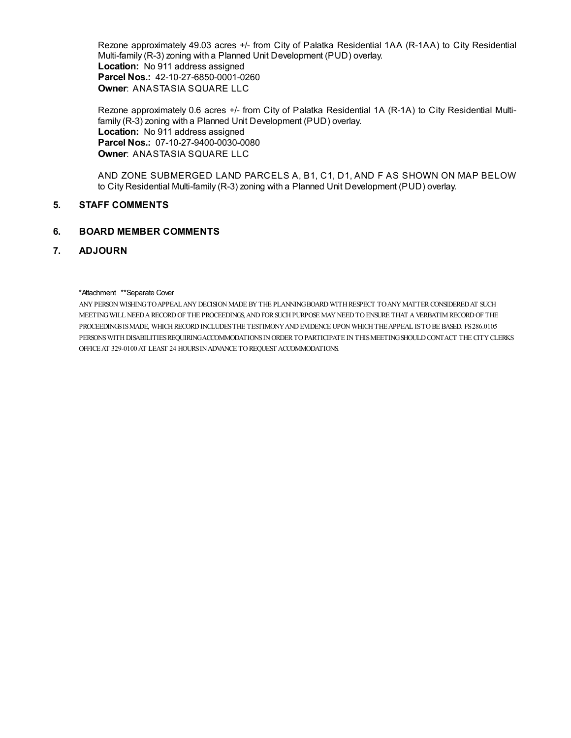Rezone approximately 49.03 acres +/- from City of Palatka Residential 1AA (R-1AA) to City Residential Multi-family (R-3) zoning with a Planned Unit Development (PUD) overlay.
**Location:** No 911 address assigned
**Parcel Nos.:** 42-10-27-6850-0001-0260
**Owner**: ANASTASIA SQUARE LLC

Rezone approximately 0.6 acres +/- from City of Palatka Residential 1A (R-1A) to City Residential Multi-family (R-3) zoning with a Planned Unit Development (PUD) overlay.
**Location:** No 911 address assigned
**Parcel Nos.:** 07-10-27-9400-0030-0080
**Owner**: ANASTASIA SQUARE LLC

AND ZONE SUBMERGED LAND PARCELS A, B1, C1, D1, AND F AS SHOWN ON MAP BELOW to City Residential Multi-family (R-3) zoning with a Planned Unit Development (PUD) overlay.

**5. STAFF COMMENTS**

**6. BOARD MEMBER COMMENTS**

**7. ADJOURN**

*Attachment **Separate Cover

ANY PERSON WISHING TO APPEAL ANY DECISION MADE BY THE PLANNING BOARD WITH RESPECT TO ANY MATTER CONSIDERED AT SUCH MEETING WILL NEED A RECORD OF THE PROCEEDINGS, AND FOR SUCH PURPOSE MAY NEED TO ENSURE THAT A VERBATIM RECORD OF THE PROCEEDINGS IS MADE, WHICH RECORD INCLUDES THE TESTIMONY AND EVIDENCE UPON WHICH THE APPEAL IS TO BE BASED. FS 286.0105 PERSONS WITH DISABILITIES REQUIRING ACCOMMODATIONS IN ORDER TO PARTICIPATE IN THIS MEETING SHOULD CONTACT THE CITY CLERKS OFFICE AT 329-0100 AT LEAST 24 HOURS IN ADVANCE TO REQUEST ACCOMMODATIONS.